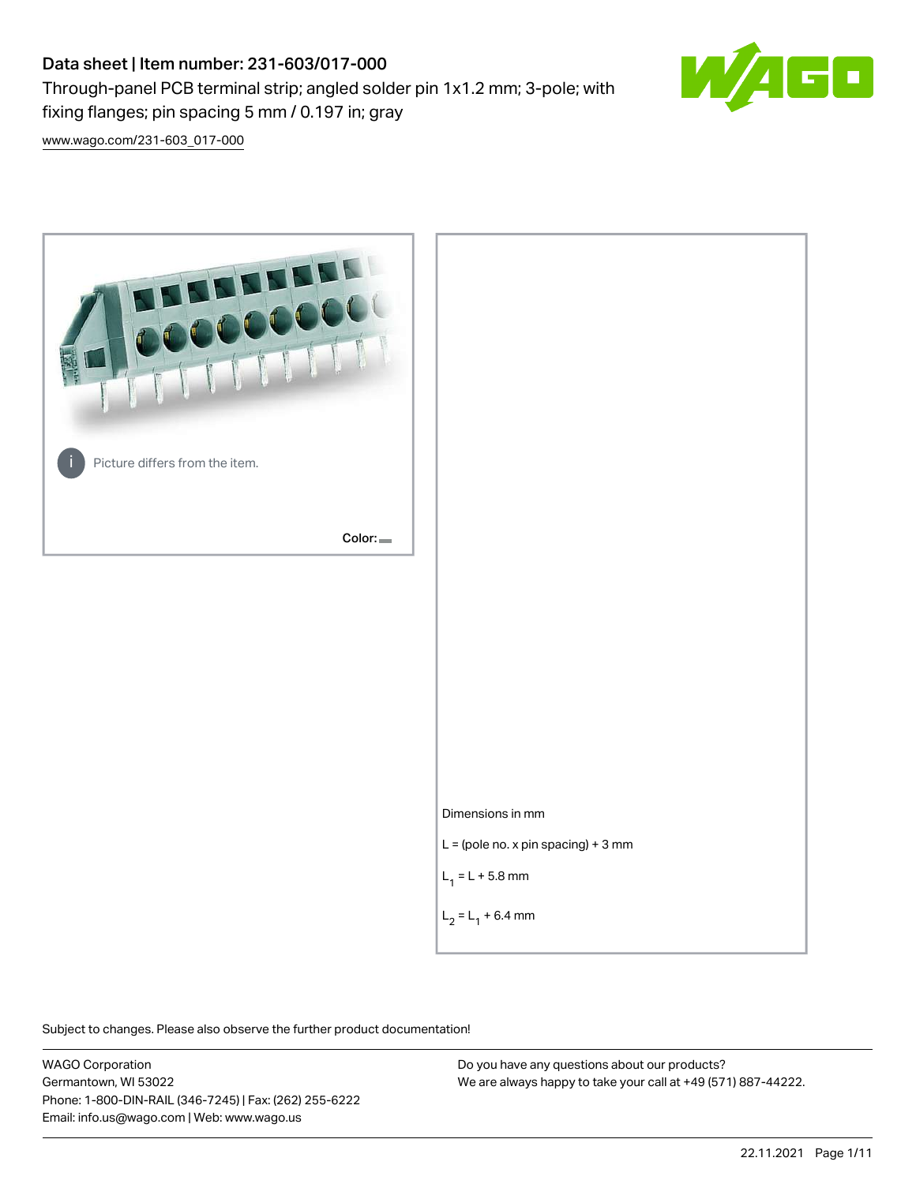# Data sheet | Item number: 231-603/017-000

Through-panel PCB terminal strip; angled solder pin 1x1.2 mm; 3-pole; with fixing flanges; pin spacing 5 mm / 0.197 in; gray

www.wago.com/231-603_017-000

Picture differs from the item.

Color:

Dimensions in mm

L = (pole no. x pin spacing) + 3 mm

$L_1$ = L + 5.8 mm

$L_2$ = $L_1$ + 6.4 mm

Subject to changes. Please also observe the further product documentation!

WAGO Corporation
Germantown, WI 53022
Phone: 1-800-DIN-RAIL (346-7245) | Fax: (262) 255-6222
Email: info.us@wago.com | Web: www.wago.us

Do you have any questions about our products?
We are always happy to take your call at +49 (571) 887-44222.

22.11.2021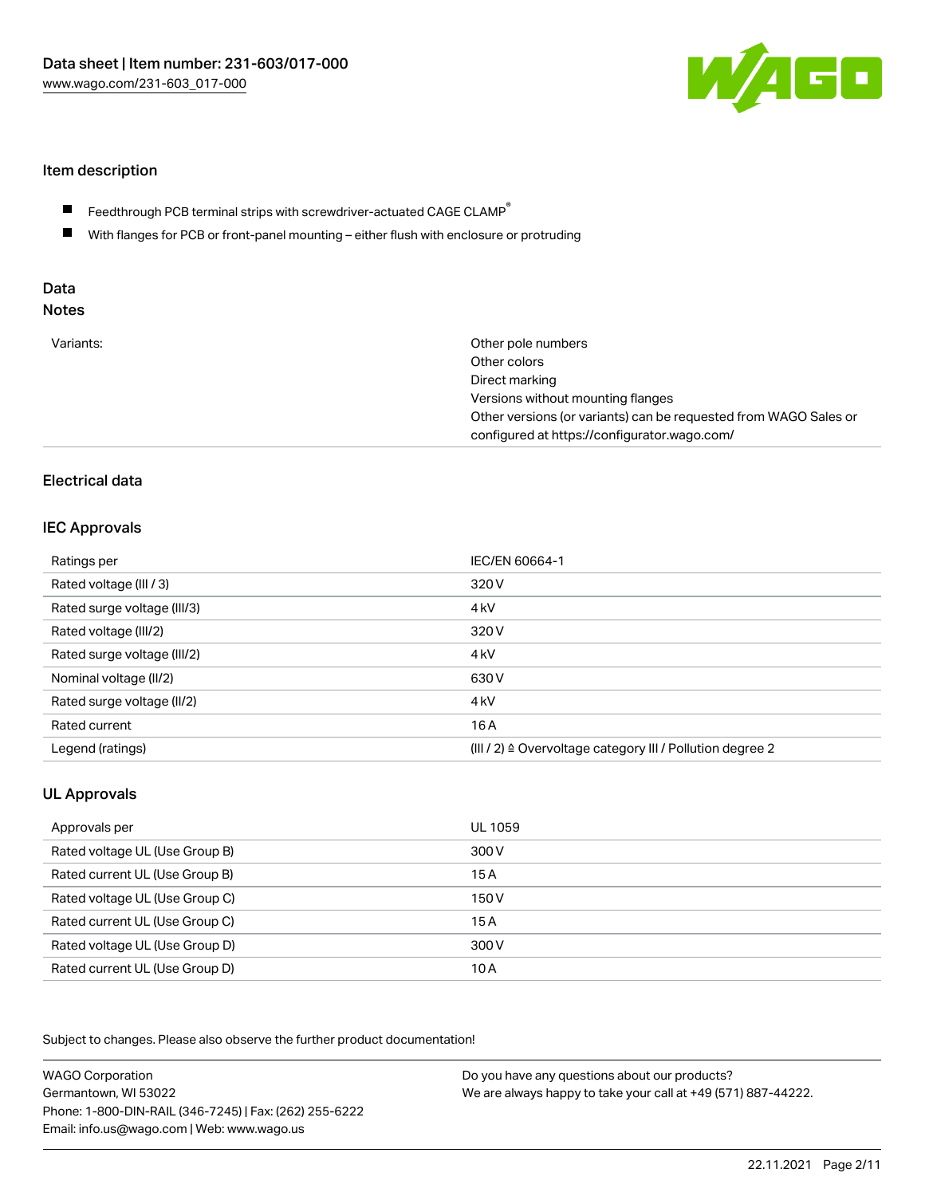## Item description

- Feedthrough PCB terminal strips with screwdriver-actuated CAGE CLAMP®
- With flanges for PCB or front-panel mounting – either flush with enclosure or protruding

## Data
## Notes

| | |
|---|---|
| Variants: | Other pole numbers<br>Other colors<br>Direct marking<br>Versions without mounting flanges<br>Other versions (or variants) can be requested from WAGO Sales or configured at https://configurator.wago.com/ |

## Electrical data

### IEC Approvals

| | |
|---|---|
| Ratings per | IEC/EN 60664-1 |
| Rated voltage (III / 3) | 320 V |
| Rated surge voltage (III/3) | 4 kV |
| Rated voltage (III/2) | 320 V |
| Rated surge voltage (III/2) | 4 kV |
| Nominal voltage (II/2) | 630 V |
| Rated surge voltage (II/2) | 4 kV |
| Rated current | 16 A |
| Legend (ratings) | (III / 2) ≙ Overvoltage category III / Pollution degree 2 |

### UL Approvals

| | |
|---|---|
| Approvals per | UL 1059 |
| Rated voltage UL (Use Group B) | 300 V |
| Rated current UL (Use Group B) | 15 A |
| Rated voltage UL (Use Group C) | 150 V |
| Rated current UL (Use Group C) | 15 A |
| Rated voltage UL (Use Group D) | 300 V |
| Rated current UL (Use Group D) | 10 A |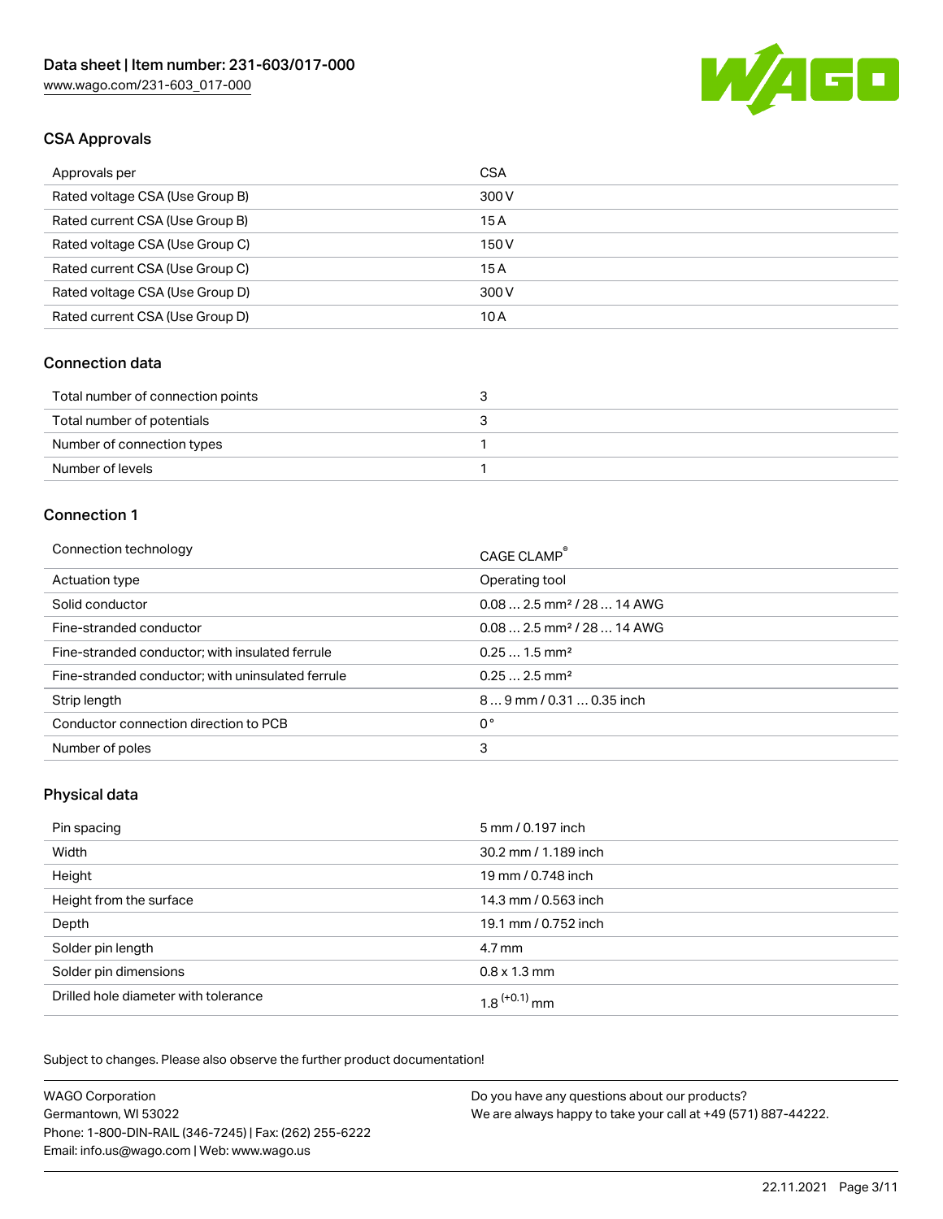## CSA Approvals

| Approvals per | CSA |
| --- | --- |
| Rated voltage CSA (Use Group B) | 300 V |
| Rated current CSA (Use Group B) | 15 A |
| Rated voltage CSA (Use Group C) | 150 V |
| Rated current CSA (Use Group C) | 15 A |
| Rated voltage CSA (Use Group D) | 300 V |
| Rated current CSA (Use Group D) | 10 A |

## Connection data

| Total number of connection points | 3 |
| --- | --- |
| Total number of potentials | 3 |
| Number of connection types | 1 |
| Number of levels | 1 |

## Connection 1

| Connection technology | CAGE CLAMP® |
| --- | --- |
| Actuation type | Operating tool |
| Solid conductor | 0.08 … 2.5 mm² / 28 … 14 AWG |
| Fine-stranded conductor | 0.08 … 2.5 mm² / 28 … 14 AWG |
| Fine-stranded conductor; with insulated ferrule | 0.25 … 1.5 mm² |
| Fine-stranded conductor; with uninsulated ferrule | 0.25 … 2.5 mm² |
| Strip length | 8 … 9 mm / 0.31 … 0.35 inch |
| Conductor connection direction to PCB | 0 ° |
| Number of poles | 3 |

## Physical data

| Pin spacing | 5 mm / 0.197 inch |
| --- | --- |
| Width | 30.2 mm / 1.189 inch |
| Height | 19 mm / 0.748 inch |
| Height from the surface | 14.3 mm / 0.563 inch |
| Depth | 19.1 mm / 0.752 inch |
| Solder pin length | 4.7 mm |
| Solder pin dimensions | 0.8 x 1.3 mm |
| Drilled hole diameter with tolerance | $1.8^{(+0.1)}$ mm |

Subject to changes. Please also observe the further product documentation!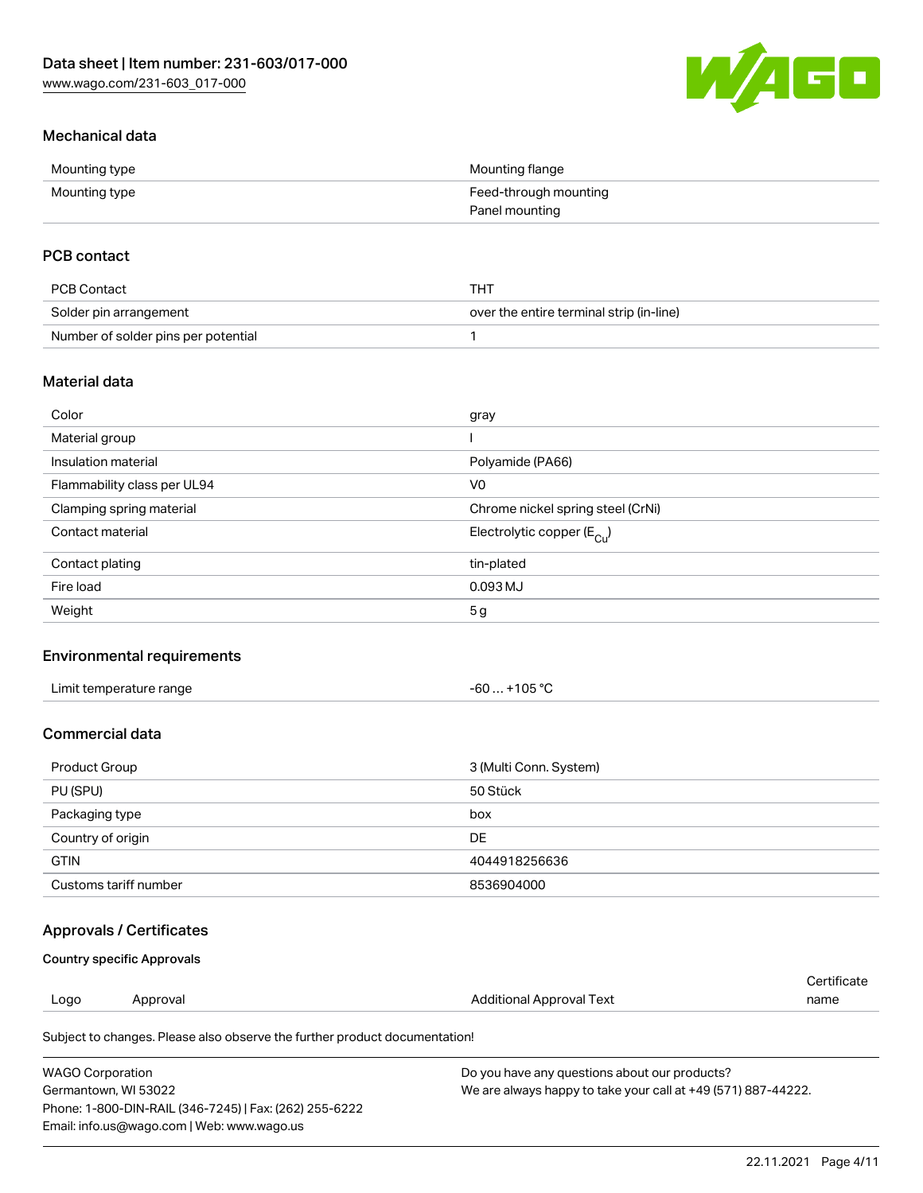## Mechanical data

| | |
|---|---|
| Mounting type | Mounting flange |
| Mounting type | Feed-through mounting<br>Panel mounting |

## PCB contact

| | |
|---|---|
| PCB Contact | THT |
| Solder pin arrangement | over the entire terminal strip (in-line) |
| Number of solder pins per potential | 1 |

## Material data

| | |
|---|---|
| Color | gray |
| Material group | I |
| Insulation material | Polyamide (PA66) |
| Flammability class per UL94 | V0 |
| Clamping spring material | Chrome nickel spring steel (CrNi) |
| Contact material | Electrolytic copper ($E_{Cu}$) |
| Contact plating | tin-plated |
| Fire load | 0.093 MJ |
| Weight | 5 g |

## Environmental requirements

| | |
|---|---|
| Limit temperature range | -60 … +105 °C |

## Commercial data

| | |
|---|---|
| Product Group | 3 (Multi Conn. System) |
| PU (SPU) | 50 Stück |
| Packaging type | box |
| Country of origin | DE |
| GTIN | 4044918256636 |
| Customs tariff number | 8536904000 |

## Approvals / Certificates

### Country specific Approvals

| Logo | Approval | Additional Approval Text | Certificate name |
|---|---|---|---|

Subject to changes. Please also observe the further product documentation!

WAGO Corporation
Germantown, WI 53022
Phone: 1-800-DIN-RAIL (346-7245) | Fax: (262) 255-6222
Email: info.us@wago.com | Web: www.wago.us

Do you have any questions about our products?
We are always happy to take your call at +49 (571) 887-44222.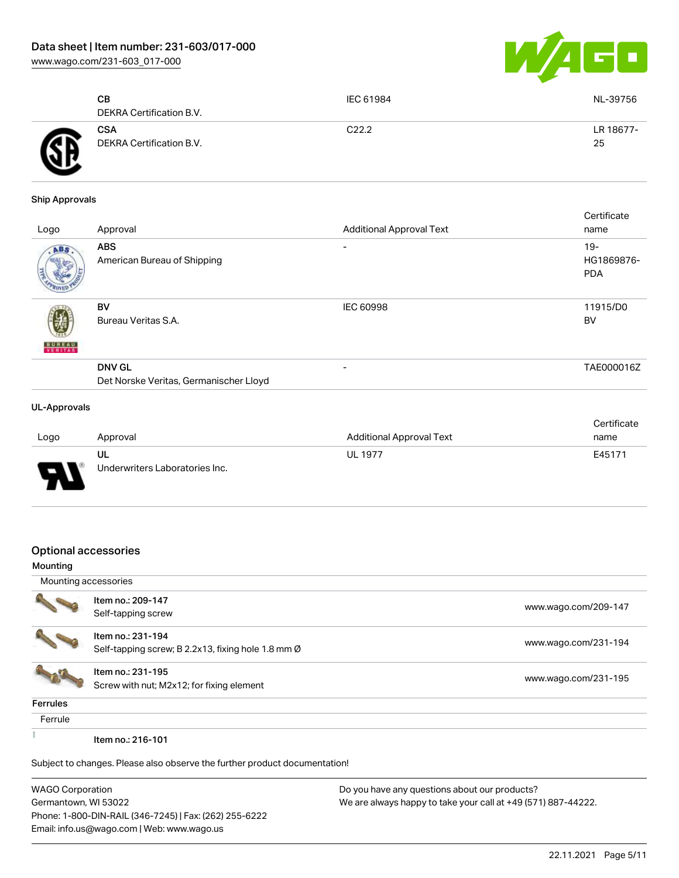| | | | |
|---|---|---|---|
| | **CB**<br>DEKRA Certification B.V. | IEC 61984 | NL-39756 |
| | **CSA**<br>DEKRA Certification B.V. | C22.2 | LR 18677-25 |

**Ship Approvals**

| Logo | Approval | Additional Approval Text | Certificate name |
|---|---|---|---|
| | **ABS**<br>American Bureau of Shipping | - | 19-HG1869876-PDA |
| | **BV**<br>Bureau Veritas S.A. | IEC 60998 | 11915/D0 BV |
| | **DNV GL**<br>Det Norske Veritas, Germanischer Lloyd | - | TAE000016Z |

**UL-Approvals**

| Logo | Approval | Additional Approval Text | Certificate name |
|---|---|---|---|
| | **UL**<br>Underwriters Laboratories Inc. | UL 1977 | E45171 |

## Optional accessories

**Mounting**

Mounting accessories

| | | |
|---|---|---|
| | Item no.: 209-147<br>Self-tapping screw | www.wago.com/209-147 |
| | Item no.: 231-194<br>Self-tapping screw; B 2.2x13, fixing hole 1.8 mm Ø | www.wago.com/231-194 |
| | Item no.: 231-195<br>Screw with nut; M2x12; for fixing element | www.wago.com/231-195 |

**Ferrules**

Ferrule

Item no.: 216-101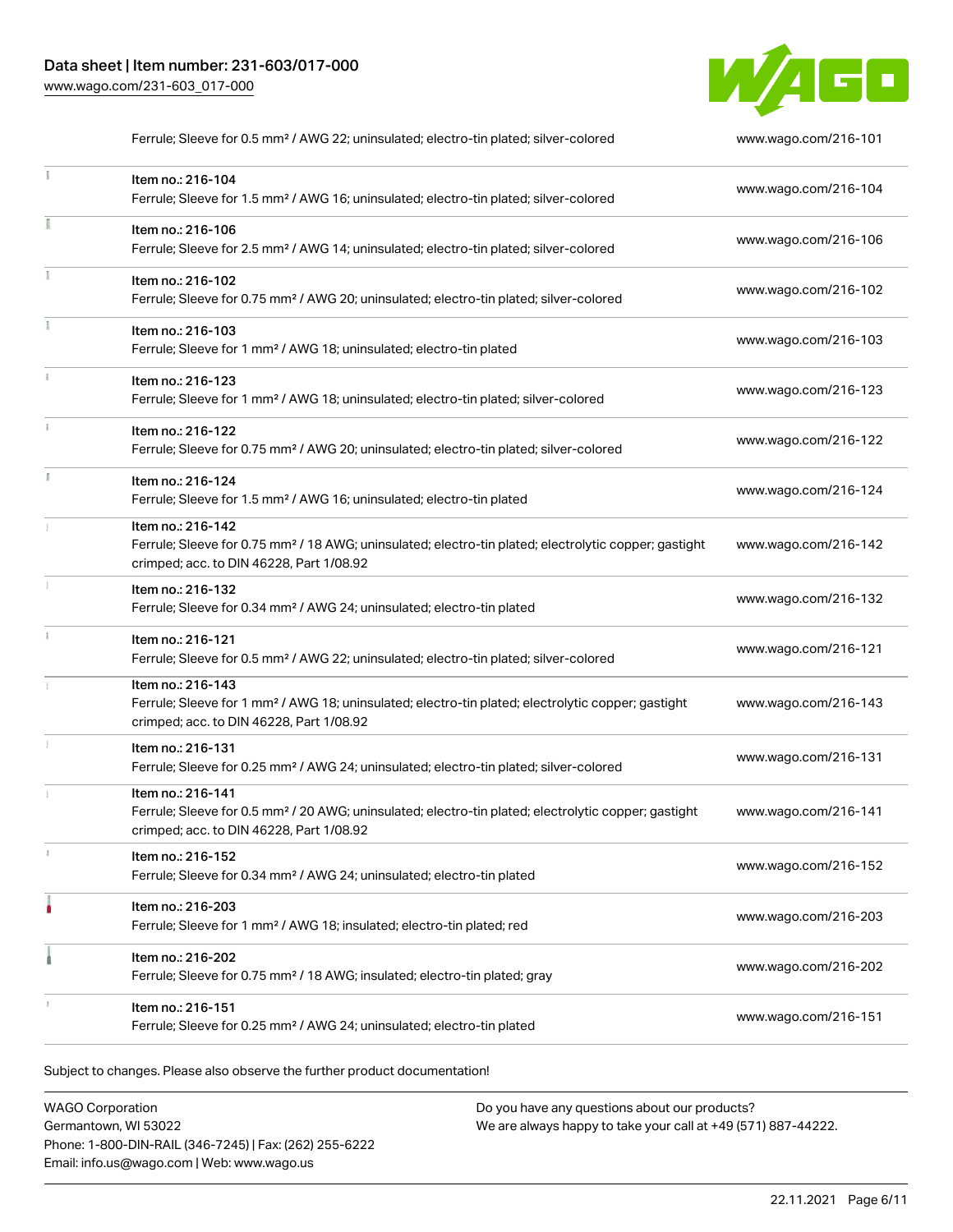| | | |
|---|---|---|
| | Ferrule; Sleeve for 0.5 mm² / AWG 22; uninsulated; electro-tin plated; silver-colored | www.wago.com/216-101 |
| | Item no.: 216-104<br>Ferrule; Sleeve for 1.5 mm² / AWG 16; uninsulated; electro-tin plated; silver-colored | www.wago.com/216-104 |
| | Item no.: 216-106<br>Ferrule; Sleeve for 2.5 mm² / AWG 14; uninsulated; electro-tin plated; silver-colored | www.wago.com/216-106 |
| | Item no.: 216-102<br>Ferrule; Sleeve for 0.75 mm² / AWG 20; uninsulated; electro-tin plated; silver-colored | www.wago.com/216-102 |
| | Item no.: 216-103<br>Ferrule; Sleeve for 1 mm² / AWG 18; uninsulated; electro-tin plated | www.wago.com/216-103 |
| | Item no.: 216-123<br>Ferrule; Sleeve for 1 mm² / AWG 18; uninsulated; electro-tin plated; silver-colored | www.wago.com/216-123 |
| | Item no.: 216-122<br>Ferrule; Sleeve for 0.75 mm² / AWG 20; uninsulated; electro-tin plated; silver-colored | www.wago.com/216-122 |
| | Item no.: 216-124<br>Ferrule; Sleeve for 1.5 mm² / AWG 16; uninsulated; electro-tin plated | www.wago.com/216-124 |
| | Item no.: 216-142<br>Ferrule; Sleeve for 0.75 mm² / 18 AWG; uninsulated; electro-tin plated; electrolytic copper; gastight crimped; acc. to DIN 46228, Part 1/08.92 | www.wago.com/216-142 |
| | Item no.: 216-132<br>Ferrule; Sleeve for 0.34 mm² / AWG 24; uninsulated; electro-tin plated | www.wago.com/216-132 |
| | Item no.: 216-121<br>Ferrule; Sleeve for 0.5 mm² / AWG 22; uninsulated; electro-tin plated; silver-colored | www.wago.com/216-121 |
| | Item no.: 216-143<br>Ferrule; Sleeve for 1 mm² / AWG 18; uninsulated; electro-tin plated; electrolytic copper; gastight crimped; acc. to DIN 46228, Part 1/08.92 | www.wago.com/216-143 |
| | Item no.: 216-131<br>Ferrule; Sleeve for 0.25 mm² / AWG 24; uninsulated; electro-tin plated; silver-colored | www.wago.com/216-131 |
| | Item no.: 216-141<br>Ferrule; Sleeve for 0.5 mm² / 20 AWG; uninsulated; electro-tin plated; electrolytic copper; gastight crimped; acc. to DIN 46228, Part 1/08.92 | www.wago.com/216-141 |
| | Item no.: 216-152<br>Ferrule; Sleeve for 0.34 mm² / AWG 24; uninsulated; electro-tin plated | www.wago.com/216-152 |
| | Item no.: 216-203<br>Ferrule; Sleeve for 1 mm² / AWG 18; insulated; electro-tin plated; red | www.wago.com/216-203 |
| | Item no.: 216-202<br>Ferrule; Sleeve for 0.75 mm² / 18 AWG; insulated; electro-tin plated; gray | www.wago.com/216-202 |
| | Item no.: 216-151<br>Ferrule; Sleeve for 0.25 mm² / AWG 24; uninsulated; electro-tin plated | www.wago.com/216-151 |

Subject to changes. Please also observe the further product documentation!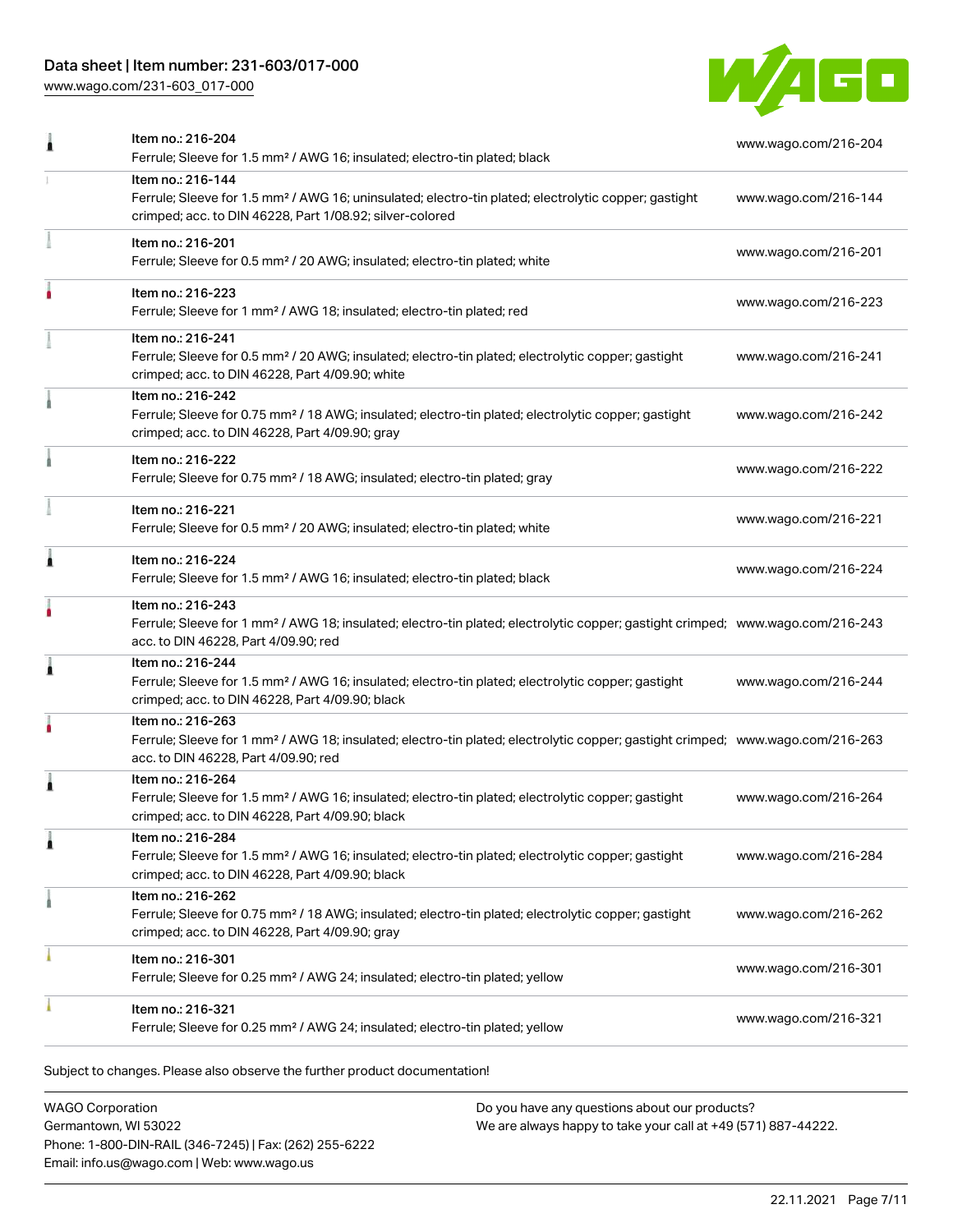| | | |
|---|---|---|
| | Item no.: 216-204<br>Ferrule; Sleeve for 1.5 mm² / AWG 16; insulated; electro-tin plated; black | www.wago.com/216-204 |
| | Item no.: 216-144<br>Ferrule; Sleeve for 1.5 mm² / AWG 16; uninsulated; electro-tin plated; electrolytic copper; gastight crimped; acc. to DIN 46228, Part 1/08.92; silver-colored | www.wago.com/216-144 |
| | Item no.: 216-201<br>Ferrule; Sleeve for 0.5 mm² / 20 AWG; insulated; electro-tin plated; white | www.wago.com/216-201 |
| | Item no.: 216-223<br>Ferrule; Sleeve for 1 mm² / AWG 18; insulated; electro-tin plated; red | www.wago.com/216-223 |
| | Item no.: 216-241<br>Ferrule; Sleeve for 0.5 mm² / 20 AWG; insulated; electro-tin plated; electrolytic copper; gastight crimped; acc. to DIN 46228, Part 4/09.90; white | www.wago.com/216-241 |
| | Item no.: 216-242<br>Ferrule; Sleeve for 0.75 mm² / 18 AWG; insulated; electro-tin plated; electrolytic copper; gastight crimped; acc. to DIN 46228, Part 4/09.90; gray | www.wago.com/216-242 |
| | Item no.: 216-222<br>Ferrule; Sleeve for 0.75 mm² / 18 AWG; insulated; electro-tin plated; gray | www.wago.com/216-222 |
| | Item no.: 216-221<br>Ferrule; Sleeve for 0.5 mm² / 20 AWG; insulated; electro-tin plated; white | www.wago.com/216-221 |
| | Item no.: 216-224<br>Ferrule; Sleeve for 1.5 mm² / AWG 16; insulated; electro-tin plated; black | www.wago.com/216-224 |
| | Item no.: 216-243<br>Ferrule; Sleeve for 1 mm² / AWG 18; insulated; electro-tin plated; electrolytic copper; gastight crimped; acc. to DIN 46228, Part 4/09.90; red | www.wago.com/216-243 |
| | Item no.: 216-244<br>Ferrule; Sleeve for 1.5 mm² / AWG 16; insulated; electro-tin plated; electrolytic copper; gastight crimped; acc. to DIN 46228, Part 4/09.90; black | www.wago.com/216-244 |
| | Item no.: 216-263<br>Ferrule; Sleeve for 1 mm² / AWG 18; insulated; electro-tin plated; electrolytic copper; gastight crimped; acc. to DIN 46228, Part 4/09.90; red | www.wago.com/216-263 |
| | Item no.: 216-264<br>Ferrule; Sleeve for 1.5 mm² / AWG 16; insulated; electro-tin plated; electrolytic copper; gastight crimped; acc. to DIN 46228, Part 4/09.90; black | www.wago.com/216-264 |
| | Item no.: 216-284<br>Ferrule; Sleeve for 1.5 mm² / AWG 16; insulated; electro-tin plated; electrolytic copper; gastight crimped; acc. to DIN 46228, Part 4/09.90; black | www.wago.com/216-284 |
| | Item no.: 216-262<br>Ferrule; Sleeve for 0.75 mm² / 18 AWG; insulated; electro-tin plated; electrolytic copper; gastight crimped; acc. to DIN 46228, Part 4/09.90; gray | www.wago.com/216-262 |
| | Item no.: 216-301<br>Ferrule; Sleeve for 0.25 mm² / AWG 24; insulated; electro-tin plated; yellow | www.wago.com/216-301 |
| | Item no.: 216-321<br>Ferrule; Sleeve for 0.25 mm² / AWG 24; insulated; electro-tin plated; yellow | www.wago.com/216-321 |

Subject to changes. Please also observe the further product documentation!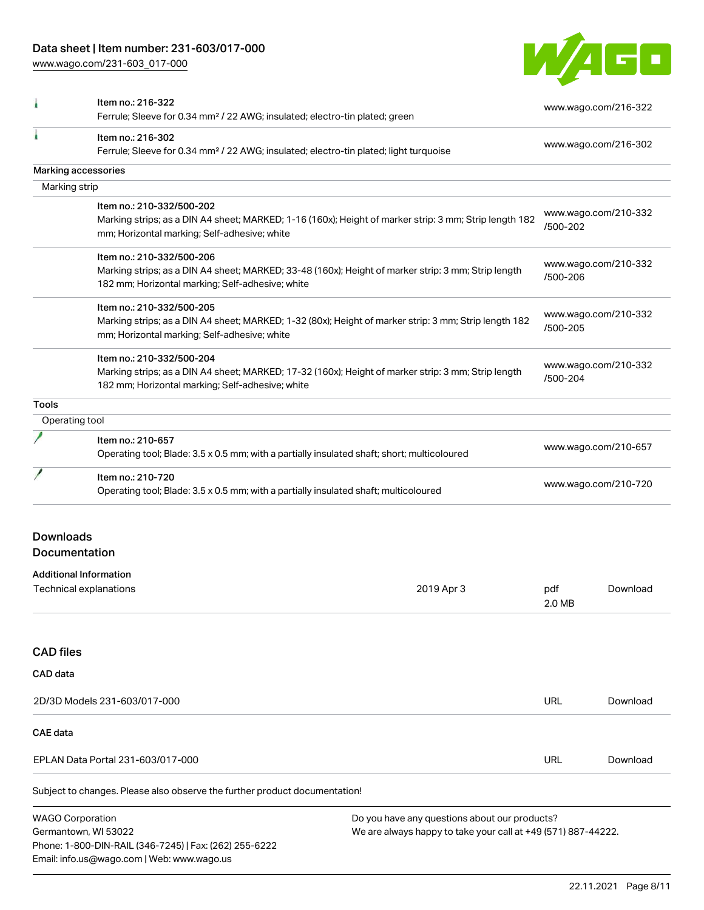| | | |
|---|---|---|
| | Item no.: 216-322<br>Ferrule; Sleeve for 0.34 mm² / 22 AWG; insulated; electro-tin plated; green | www.wago.com/216-322 |
| | Item no.: 216-302<br>Ferrule; Sleeve for 0.34 mm² / 22 AWG; insulated; electro-tin plated; light turquoise | www.wago.com/216-302 |
| **Marking accessories** | | |
| Marking strip | | |
| | Item no.: 210-332/500-202<br>Marking strips; as a DIN A4 sheet; MARKED; 1-16 (160x); Height of marker strip: 3 mm; Strip length 182 mm; Horizontal marking; Self-adhesive; white | www.wago.com/210-332/500-202 |
| | Item no.: 210-332/500-206<br>Marking strips; as a DIN A4 sheet; MARKED; 33-48 (160x); Height of marker strip: 3 mm; Strip length 182 mm; Horizontal marking; Self-adhesive; white | www.wago.com/210-332/500-206 |
| | Item no.: 210-332/500-205<br>Marking strips; as a DIN A4 sheet; MARKED; 1-32 (80x); Height of marker strip: 3 mm; Strip length 182 mm; Horizontal marking; Self-adhesive; white | www.wago.com/210-332/500-205 |
| | Item no.: 210-332/500-204<br>Marking strips; as a DIN A4 sheet; MARKED; 17-32 (160x); Height of marker strip: 3 mm; Strip length 182 mm; Horizontal marking; Self-adhesive; white | www.wago.com/210-332/500-204 |
| **Tools** | | |
| Operating tool | | |
| | Item no.: 210-657<br>Operating tool; Blade: 3.5 x 0.5 mm; with a partially insulated shaft; short; multicoloured | www.wago.com/210-657 |
| | Item no.: 210-720<br>Operating tool; Blade: 3.5 x 0.5 mm; with a partially insulated shaft; multicoloured | www.wago.com/210-720 |

## Downloads
## Documentation

**Additional Information**

| | | | |
|---|---|---|---|
| Technical explanations | 2019 Apr 3 | pdf<br>2.0 MB | Download |

## CAD files

**CAD data**

| | | |
|---|---|---|
| 2D/3D Models 231-603/017-000 | URL | Download |

**CAE data**

| | | |
|---|---|---|
| EPLAN Data Portal 231-603/017-000 | URL | Download |

Subject to changes. Please also observe the further product documentation!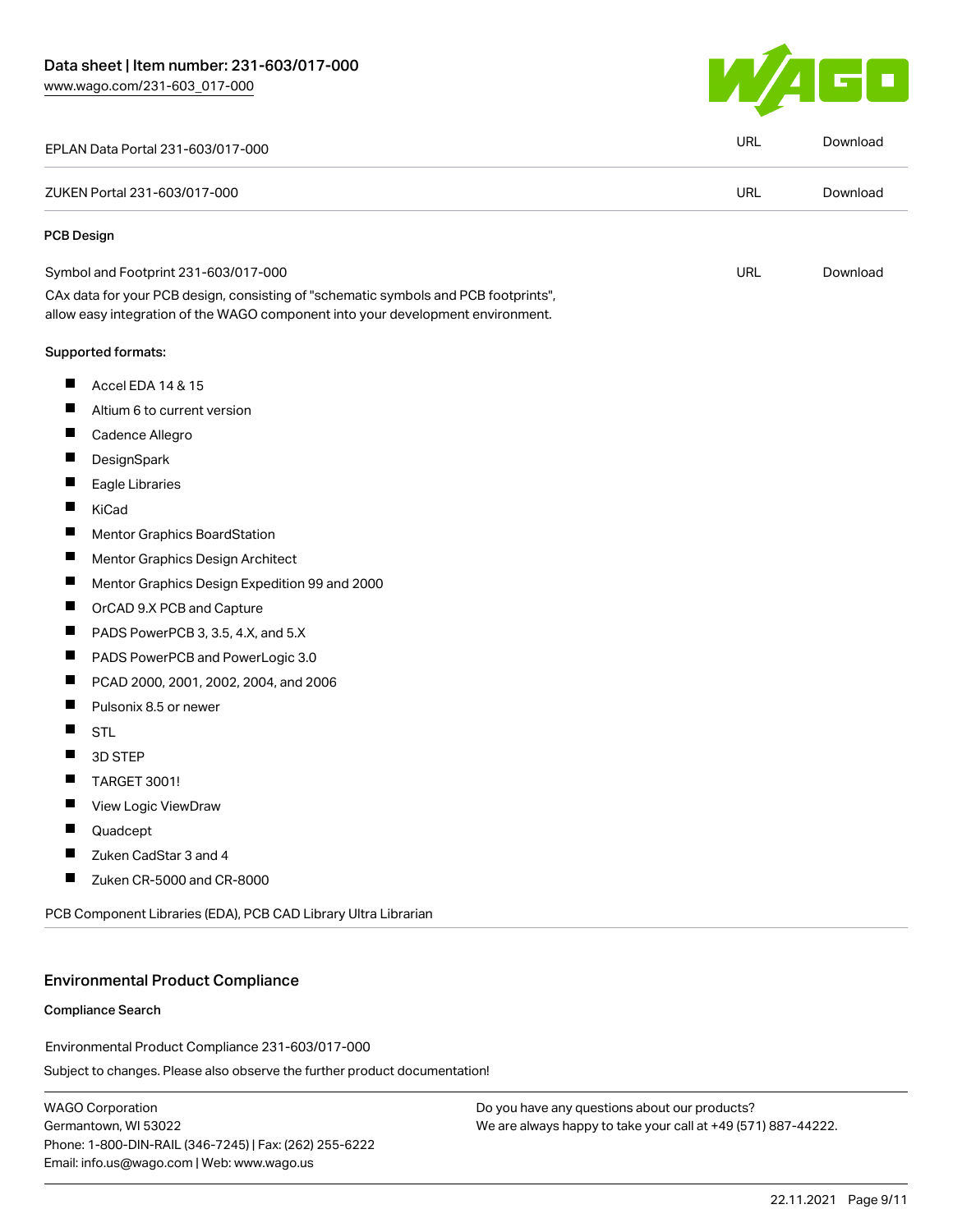| | | |
|---|---|---|
| EPLAN Data Portal 231-603/017-000 | URL | Download |
| ZUKEN Portal 231-603/017-000 | URL | Download |

**PCB Design**

| | | |
|---|---|---|
| Symbol and Footprint 231-603/017-000 | URL | Download |

CAx data for your PCB design, consisting of "schematic symbols and PCB footprints", allow easy integration of the WAGO component into your development environment.

**Supported formats:**

- Accel EDA 14 & 15
- Altium 6 to current version
- Cadence Allegro
- DesignSpark
- Eagle Libraries
- KiCad
- Mentor Graphics BoardStation
- Mentor Graphics Design Architect
- Mentor Graphics Design Expedition 99 and 2000
- OrCAD 9.X PCB and Capture
- PADS PowerPCB 3, 3.5, 4.X, and 5.X
- PADS PowerPCB and PowerLogic 3.0
- PCAD 2000, 2001, 2002, 2004, and 2006
- Pulsonix 8.5 or newer
- STL
- 3D STEP
- TARGET 3001!
- View Logic ViewDraw
- Quadcept
- Zuken CadStar 3 and 4
- Zuken CR-5000 and CR-8000

PCB Component Libraries (EDA), PCB CAD Library Ultra Librarian

## Environmental Product Compliance

**Compliance Search**

Environmental Product Compliance 231-603/017-000

Subject to changes. Please also observe the further product documentation!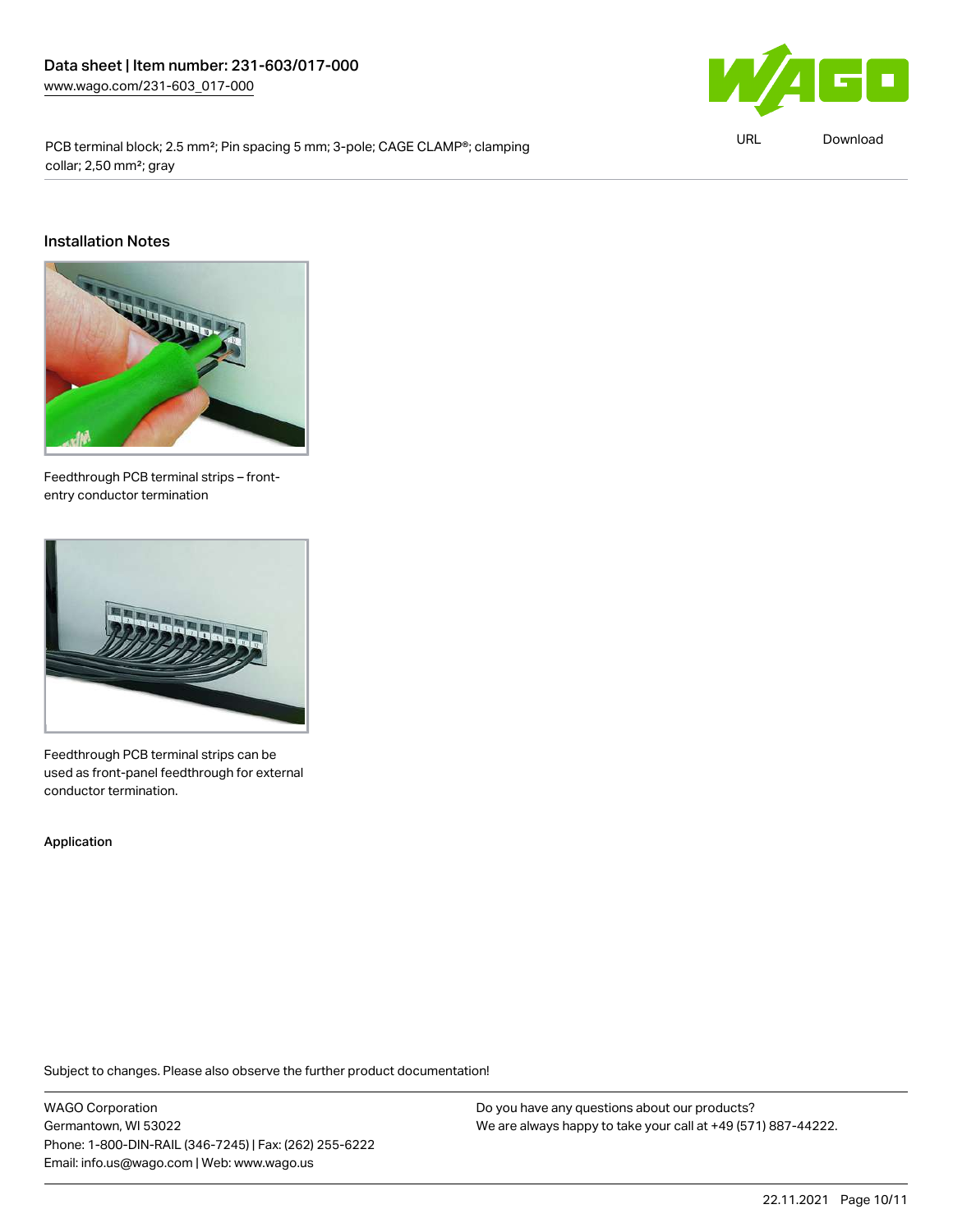Data sheet | Item number: 231-603/017-000
www.wago.com/231-603_017-000

PCB terminal block; 2.5 mm²; Pin spacing 5 mm; 3-pole; CAGE CLAMP®; clamping collar; 2,50 mm²; gray

## Installation Notes

Feedthrough PCB terminal strips – front-entry conductor termination

Feedthrough PCB terminal strips can be used as front-panel feedthrough for external conductor termination.

**Application**

Subject to changes. Please also observe the further product documentation!

WAGO Corporation
Germantown, WI 53022
Phone: 1-800-DIN-RAIL (346-7245) | Fax: (262) 255-6222
Email: info.us@wago.com | Web: www.wago.us

Do you have any questions about our products?
We are always happy to take your call at +49 (571) 887-44222.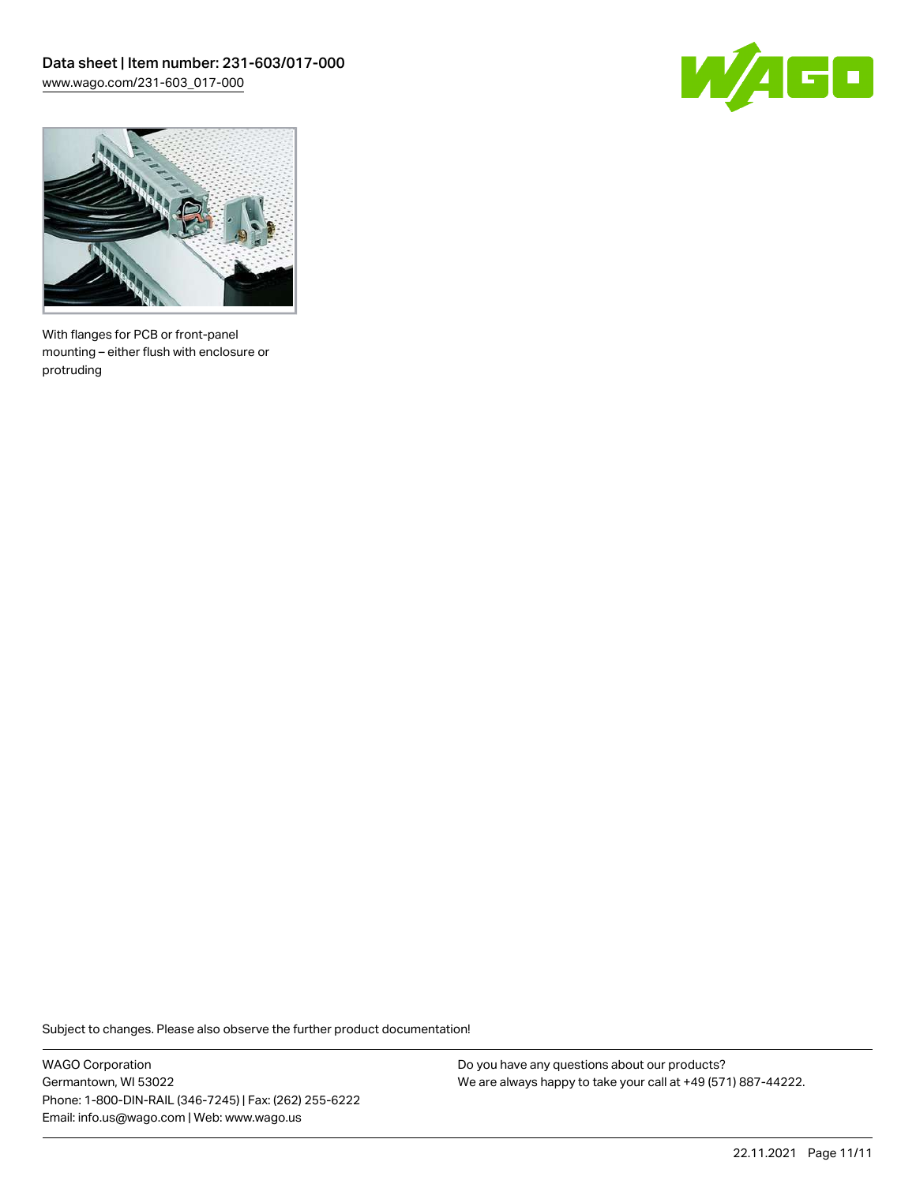With flanges for PCB or front-panel mounting – either flush with enclosure or protruding

Subject to changes. Please also observe the further product documentation!

WAGO Corporation
Germantown, WI 53022
Phone: 1-800-DIN-RAIL (346-7245) | Fax: (262) 255-6222
Email: info.us@wago.com | Web: www.wago.us

Do you have any questions about our products?
We are always happy to take your call at +49 (571) 887-44222.